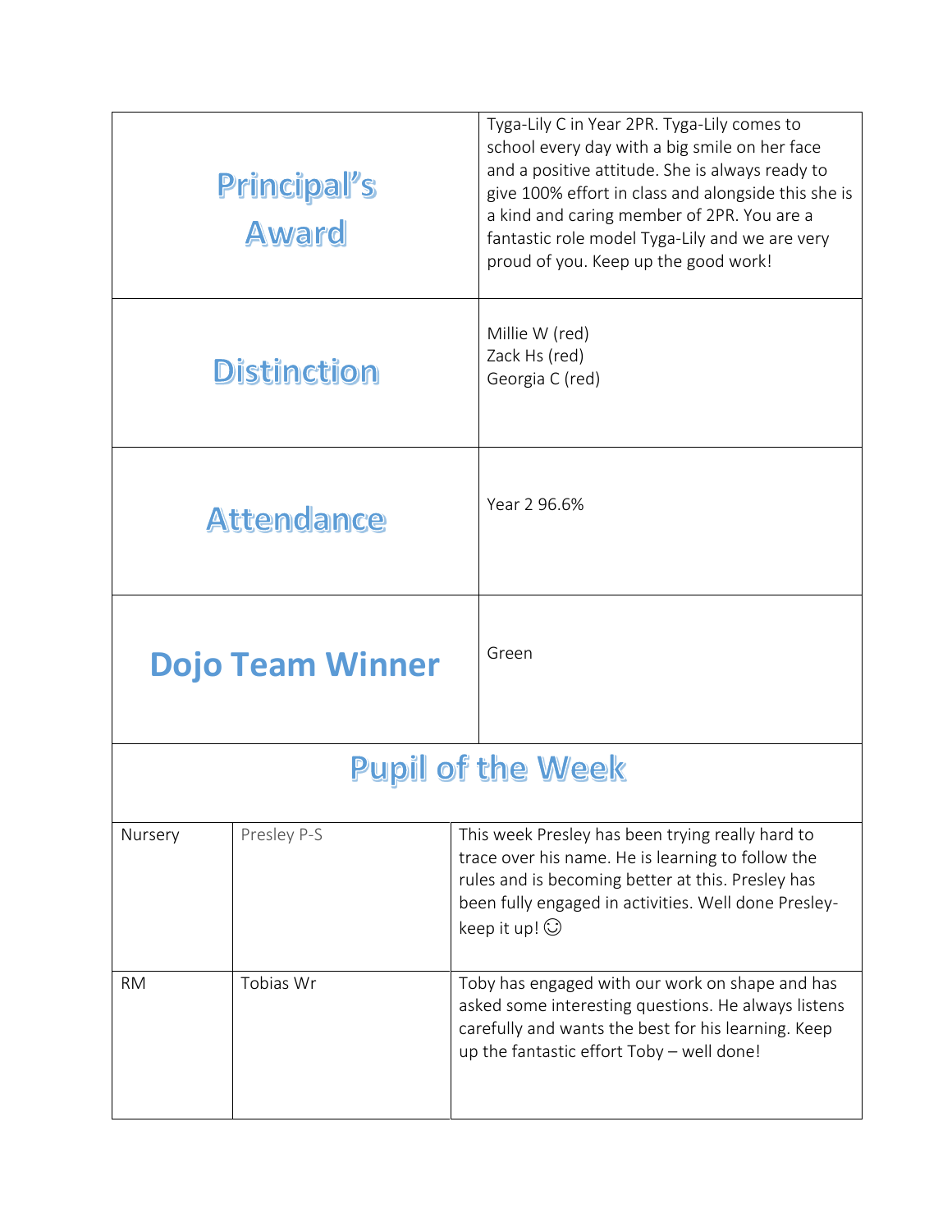| | |
|---|---|
| **Principal's Award** | Tyga-Lily C in Year 2PR. Tyga-Lily comes to school every day with a big smile on her face and a positive attitude. She is always ready to give 100% effort in class and alongside this she is a kind and caring member of 2PR. You are a fantastic role model Tyga-Lily and we are very proud of you. Keep up the good work! |
| **Distinction** | Millie W (red)<br>Zack Hs (red)<br>Georgia C (red) |
| **Attendance** | Year 2 96.6% |
| **Dojo Team Winner** | Green |

## Pupil of the Week

| | | |
|---|---|---|
| Nursery | Presley P-S | This week Presley has been trying really hard to trace over his name. He is learning to follow the rules and is becoming better at this. Presley has been fully engaged in activities. Well done Presley- keep it up! ☺ |
| RM | Tobias Wr | Toby has engaged with our work on shape and has asked some interesting questions. He always listens carefully and wants the best for his learning. Keep up the fantastic effort Toby – well done! |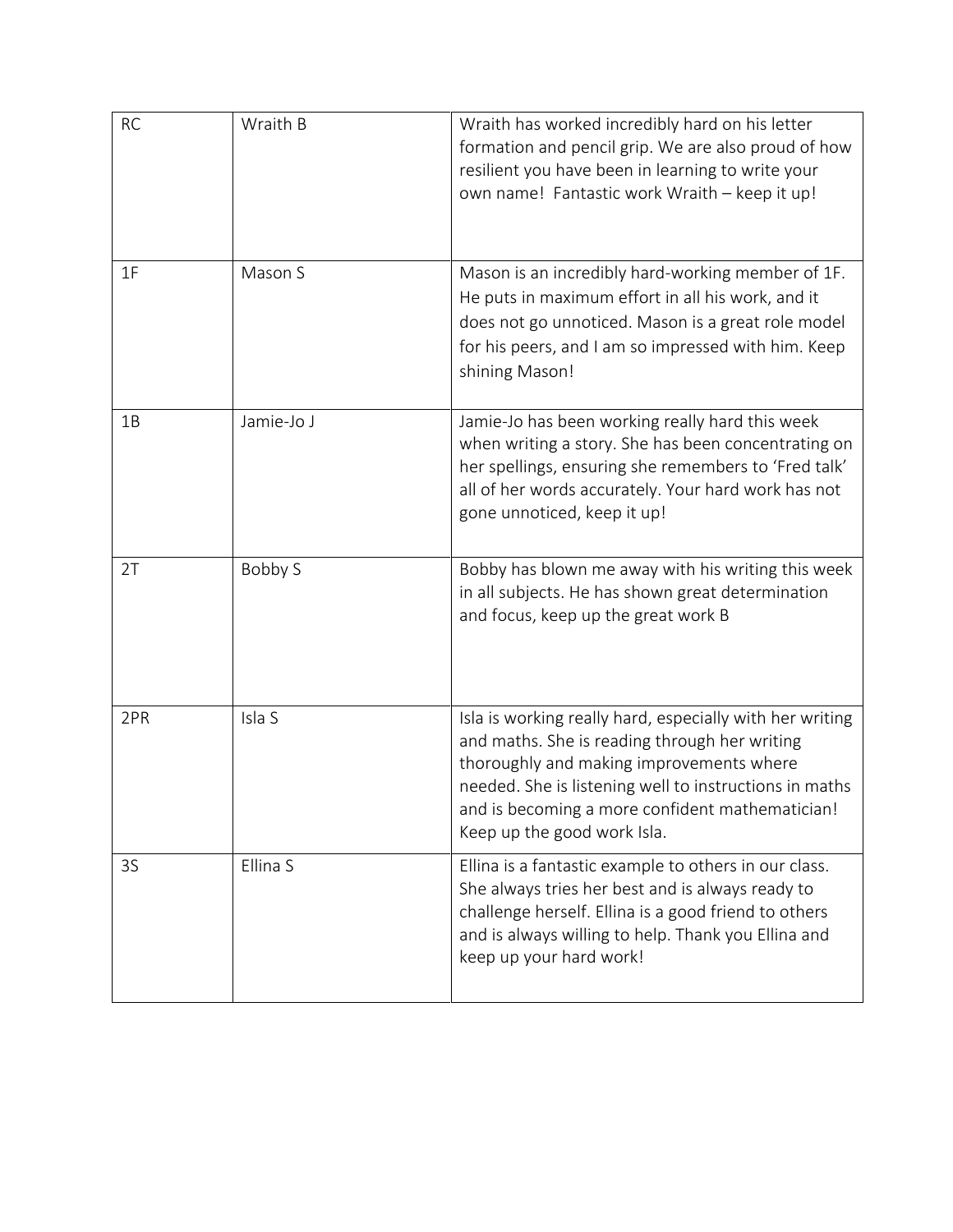| RC | Wraith B | Wraith has worked incredibly hard on his letter formation and pencil grip. We are also proud of how resilient you have been in learning to write your own name! Fantastic work Wraith – keep it up! |
|---|---|---|
| 1F | Mason S | Mason is an incredibly hard-working member of 1F. He puts in maximum effort in all his work, and it does not go unnoticed. Mason is a great role model for his peers, and I am so impressed with him. Keep shining Mason! |
| 1B | Jamie-Jo J | Jamie-Jo has been working really hard this week when writing a story. She has been concentrating on her spellings, ensuring she remembers to 'Fred talk' all of her words accurately. Your hard work has not gone unnoticed, keep it up! |
| 2T | Bobby S | Bobby has blown me away with his writing this week in all subjects. He has shown great determination and focus, keep up the great work B |
| 2PR | Isla S | Isla is working really hard, especially with her writing and maths. She is reading through her writing thoroughly and making improvements where needed. She is listening well to instructions in maths and is becoming a more confident mathematician! Keep up the good work Isla. |
| 3S | Ellina S | Ellina is a fantastic example to others in our class. She always tries her best and is always ready to challenge herself. Ellina is a good friend to others and is always willing to help. Thank you Ellina and keep up your hard work! |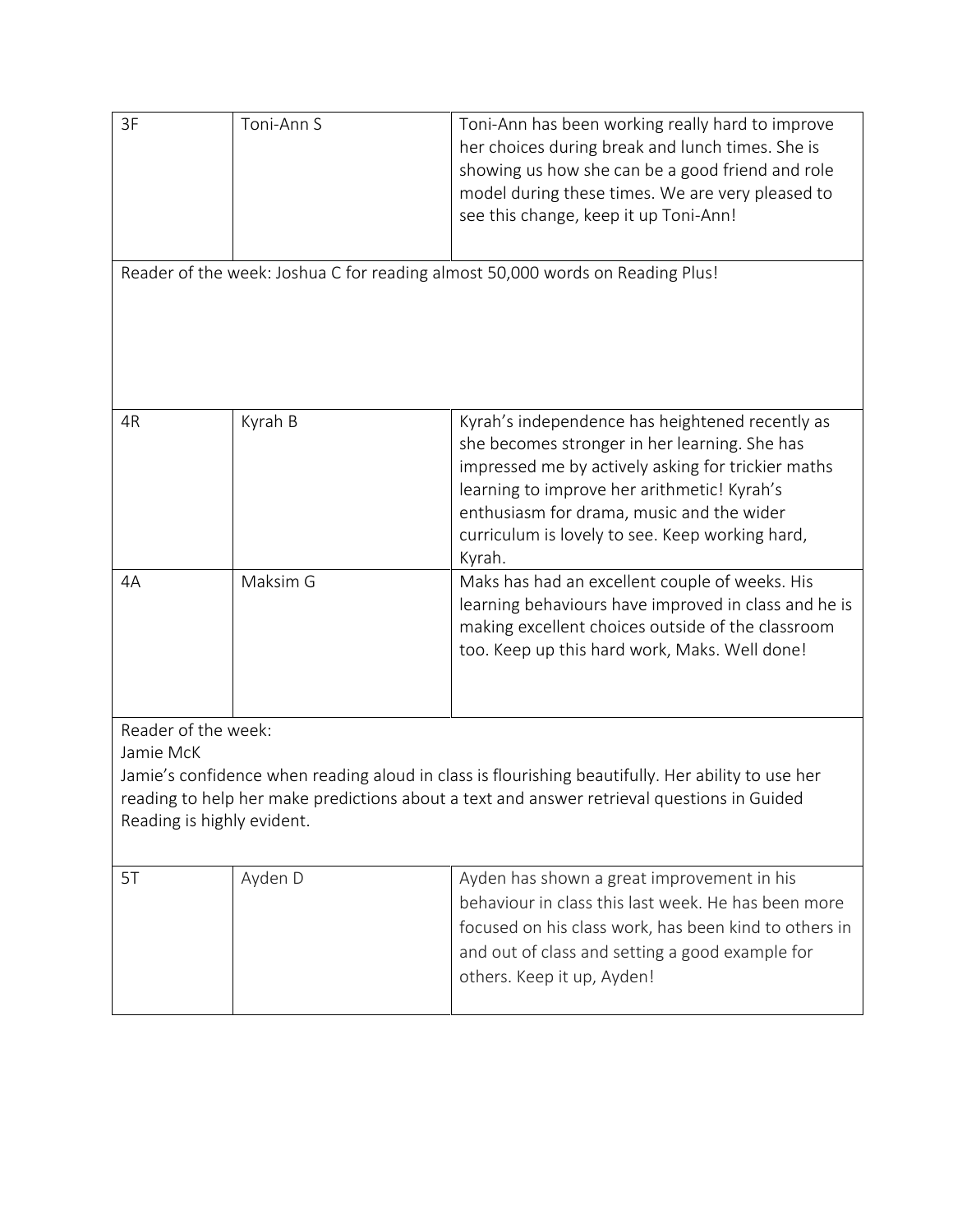| | | |
|---|---|---|
| 3F | Toni-Ann S | Toni-Ann has been working really hard to improve her choices during break and lunch times. She is showing us how she can be a good friend and role model during these times. We are very pleased to see this change, keep it up Toni-Ann! |
| Reader of the week: Joshua C for reading almost 50,000 words on Reading Plus! | | |
| 4R | Kyrah B | Kyrah's independence has heightened recently as she becomes stronger in her learning. She has impressed me by actively asking for trickier maths learning to improve her arithmetic! Kyrah's enthusiasm for drama, music and the wider curriculum is lovely to see. Keep working hard, Kyrah. |
| 4A | Maksim G | Maks has had an excellent couple of weeks. His learning behaviours have improved in class and he is making excellent choices outside of the classroom too. Keep up this hard work, Maks. Well done! |
| Reader of the week:<br>Jamie McK<br>Jamie's confidence when reading aloud in class is flourishing beautifully. Her ability to use her reading to help her make predictions about a text and answer retrieval questions in Guided Reading is highly evident. | | |
| 5T | Ayden D | Ayden has shown a great improvement in his behaviour in class this last week. He has been more focused on his class work, has been kind to others in and out of class and setting a good example for others. Keep it up, Ayden! |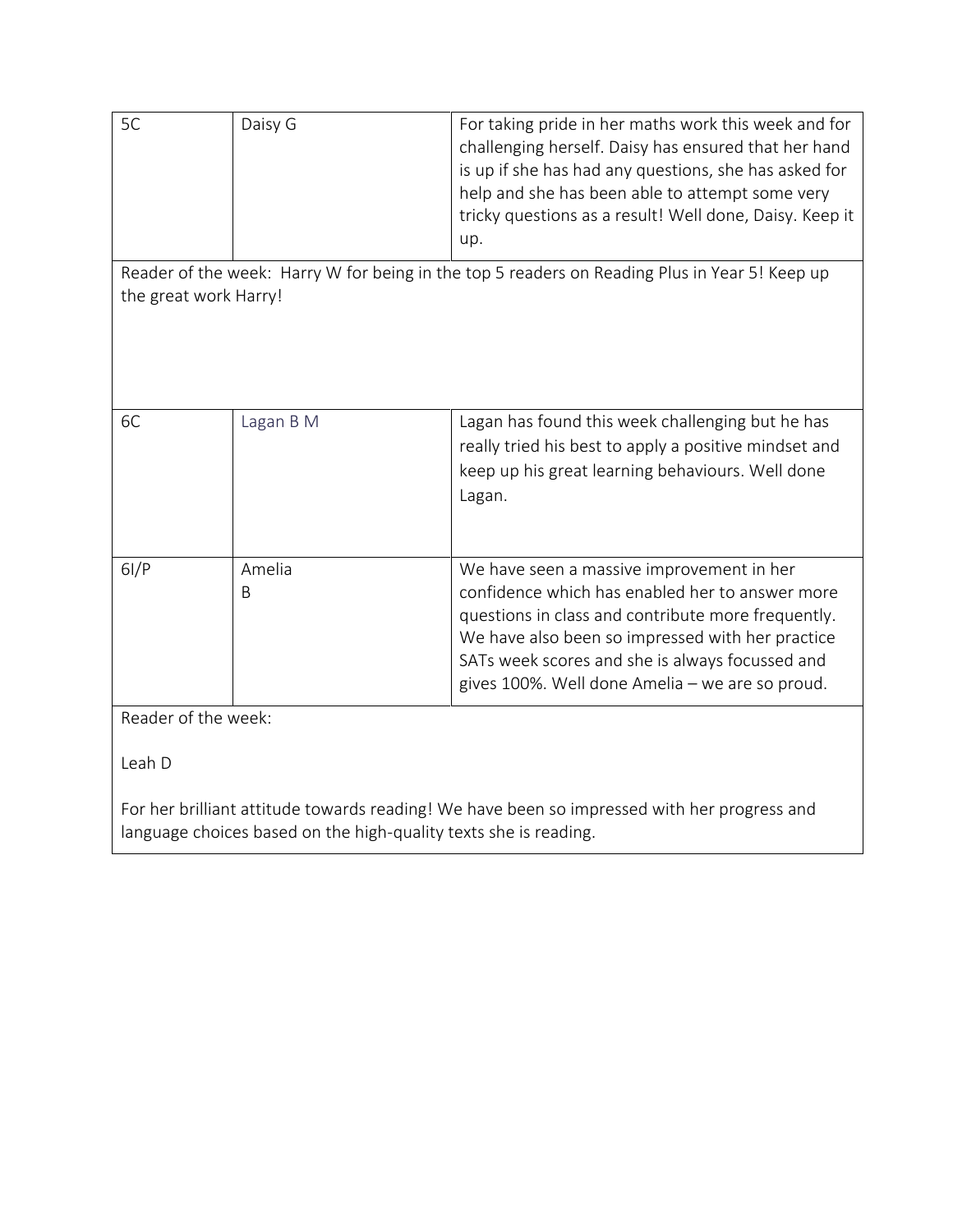| | | |
|---|---|---|
| 5C | Daisy G | For taking pride in her maths work this week and for challenging herself. Daisy has ensured that her hand is up if she has had any questions, she has asked for help and she has been able to attempt some very tricky questions as a result! Well done, Daisy. Keep it up. |
| Reader of the week: Harry W for being in the top 5 readers on Reading Plus in Year 5! Keep up the great work Harry! | | |
| 6C | Lagan B M | Lagan has found this week challenging but he has really tried his best to apply a positive mindset and keep up his great learning behaviours. Well done Lagan. |
| 6I/P | Amelia B | We have seen a massive improvement in her confidence which has enabled her to answer more questions in class and contribute more frequently. We have also been so impressed with her practice SATs week scores and she is always focussed and gives 100%. Well done Amelia – we are so proud. |
| Reader of the week: Leah D For her brilliant attitude towards reading! We have been so impressed with her progress and language choices based on the high-quality texts she is reading. | | |